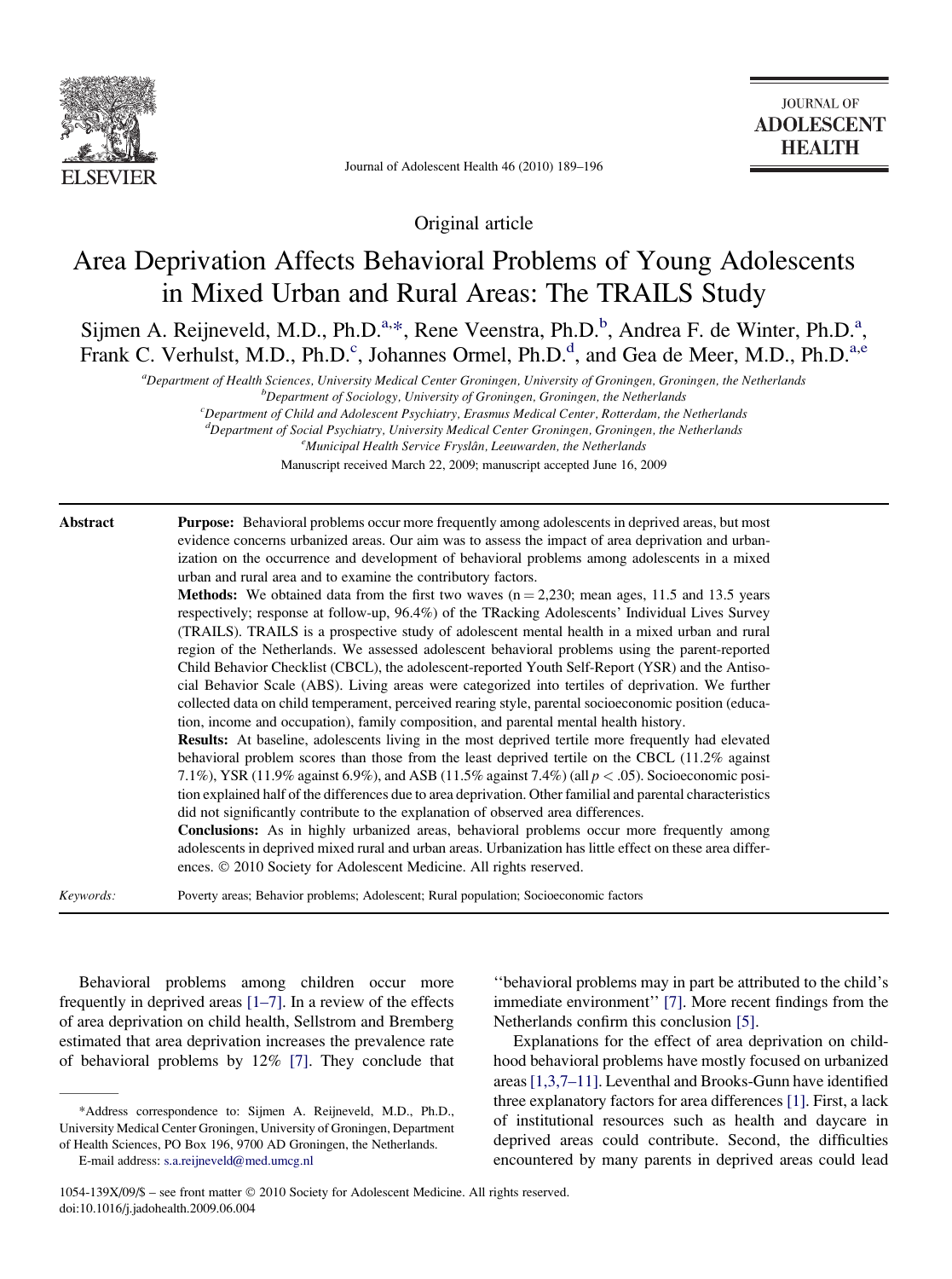Original article

# Area Deprivation Affects Behavioral Problems of Young Adolescents in Mixed Urban and Rural Areas: The TRAILS Study

Sijmen A. Reijneveld, M.D., Ph.D.[a,*], Rene Veenstra, Ph.D.[b], Andrea F. de Winter, Ph.D.[a], Frank C. Verhulst, M.D., Ph.D.[c], Johannes Ormel, Ph.D.[d], and Gea de Meer, M.D., Ph.D.[a,e]

[a]Department of Health Sciences, University Medical Center Groningen, University of Groningen, Groningen, the Netherlands
[b]Department of Sociology, University of Groningen, Groningen, the Netherlands
[c]Department of Child and Adolescent Psychiatry, Erasmus Medical Center, Rotterdam, the Netherlands
[d]Department of Social Psychiatry, University Medical Center Groningen, Groningen, the Netherlands
[e]Municipal Health Service Fryslân, Leeuwarden, the Netherlands

Manuscript received March 22, 2009; manuscript accepted June 16, 2009

**Abstract**

**Purpose:** Behavioral problems occur more frequently among adolescents in deprived areas, but most evidence concerns urbanized areas. Our aim was to assess the impact of area deprivation and urbanization on the occurrence and development of behavioral problems among adolescents in a mixed urban and rural area and to examine the contributory factors.

**Methods:** We obtained data from the first two waves ($n = 2{,}230$; mean ages, 11.5 and 13.5 years respectively; response at follow-up, 96.4%) of the TRacking Adolescents' Individual Lives Survey (TRAILS). TRAILS is a prospective study of adolescent mental health in a mixed urban and rural region of the Netherlands. We assessed adolescent behavioral problems using the parent-reported Child Behavior Checklist (CBCL), the adolescent-reported Youth Self-Report (YSR) and the Antisocial Behavior Scale (ABS). Living areas were categorized into tertiles of deprivation. We further collected data on child temperament, perceived rearing style, parental socioeconomic position (education, income and occupation), family composition, and parental mental health history.

**Results:** At baseline, adolescents living in the most deprived tertile more frequently had elevated behavioral problem scores than those from the least deprived tertile on the CBCL (11.2% against 7.1%), YSR (11.9% against 6.9%), and ASB (11.5% against 7.4%) (all $p < .05$). Socioeconomic position explained half of the differences due to area deprivation. Other familial and parental characteristics did not significantly contribute to the explanation of observed area differences.

**Conclusions:** As in highly urbanized areas, behavioral problems occur more frequently among adolescents in deprived mixed rural and urban areas. Urbanization has little effect on these area differences. © 2010 Society for Adolescent Medicine. All rights reserved.

*Keywords:* Poverty areas; Behavior problems; Adolescent; Rural population; Socioeconomic factors

Behavioral problems among children occur more frequently in deprived areas [1–7]. In a review of the effects of area deprivation on child health, Sellstrom and Bremberg estimated that area deprivation increases the prevalence rate of behavioral problems by 12% [7]. They conclude that ''behavioral problems may in part be attributed to the child's immediate environment'' [7]. More recent findings from the Netherlands confirm this conclusion [5].

Explanations for the effect of area deprivation on childhood behavioral problems have mostly focused on urbanized areas [1,3,7–11]. Leventhal and Brooks-Gunn have identified three explanatory factors for area differences [1]. First, a lack of institutional resources such as health and daycare in deprived areas could contribute. Second, the difficulties encountered by many parents in deprived areas could lead

*Address correspondence to: Sijmen A. Reijneveld, M.D., Ph.D., University Medical Center Groningen, University of Groningen, Department of Health Sciences, PO Box 196, 9700 AD Groningen, the Netherlands.
E-mail address: s.a.reijneveld@med.umcg.nl

1054-139X/09/$ – see front matter © 2010 Society for Adolescent Medicine. All rights reserved.
doi:10.1016/j.jadohealth.2009.06.004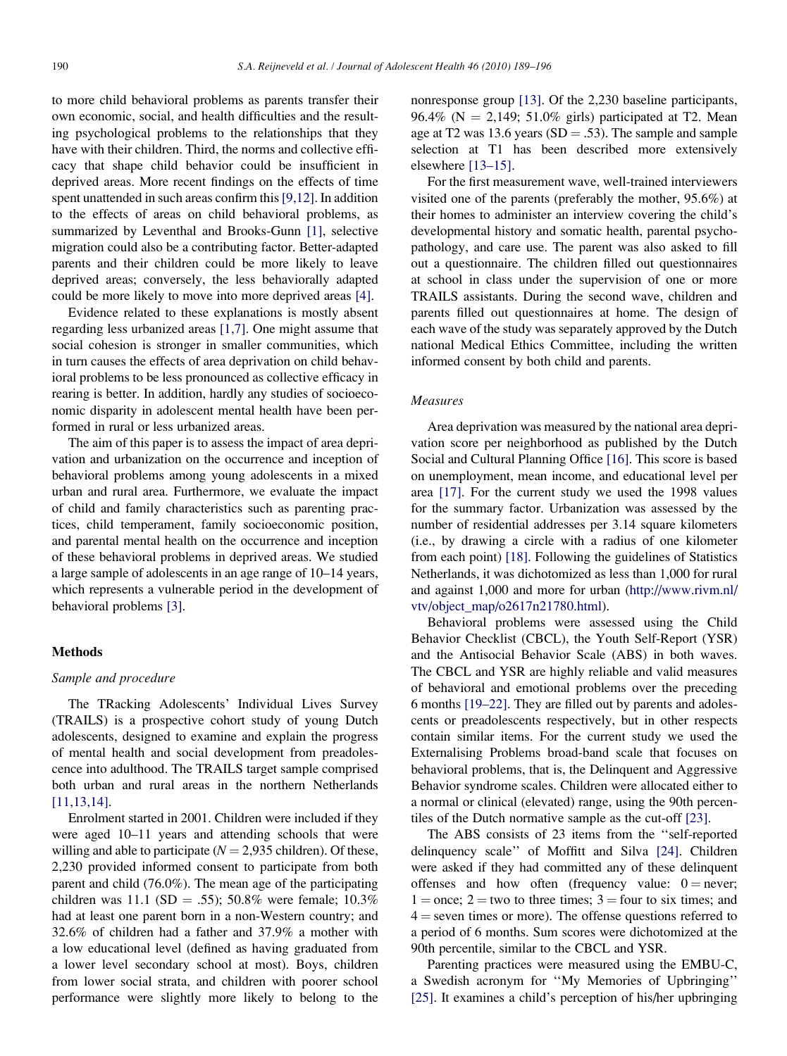to more child behavioral problems as parents transfer their own economic, social, and health difficulties and the resulting psychological problems to the relationships that they have with their children. Third, the norms and collective efficacy that shape child behavior could be insufficient in deprived areas. More recent findings on the effects of time spent unattended in such areas confirm this [9,12]. In addition to the effects of areas on child behavioral problems, as summarized by Leventhal and Brooks-Gunn [1], selective migration could also be a contributing factor. Better-adapted parents and their children could be more likely to leave deprived areas; conversely, the less behaviorally adapted could be more likely to move into more deprived areas [4].

Evidence related to these explanations is mostly absent regarding less urbanized areas [1,7]. One might assume that social cohesion is stronger in smaller communities, which in turn causes the effects of area deprivation on child behavioral problems to be less pronounced as collective efficacy in rearing is better. In addition, hardly any studies of socioeconomic disparity in adolescent mental health have been performed in rural or less urbanized areas.

The aim of this paper is to assess the impact of area deprivation and urbanization on the occurrence and inception of behavioral problems among young adolescents in a mixed urban and rural area. Furthermore, we evaluate the impact of child and family characteristics such as parenting practices, child temperament, family socioeconomic position, and parental mental health on the occurrence and inception of these behavioral problems in deprived areas. We studied a large sample of adolescents in an age range of 10–14 years, which represents a vulnerable period in the development of behavioral problems [3].

## Methods

### *Sample and procedure*

The TRacking Adolescents' Individual Lives Survey (TRAILS) is a prospective cohort study of young Dutch adolescents, designed to examine and explain the progress of mental health and social development from preadolescence into adulthood. The TRAILS target sample comprised both urban and rural areas in the northern Netherlands [11,13,14].

Enrolment started in 2001. Children were included if they were aged 10–11 years and attending schools that were willing and able to participate ($N = 2{,}935$ children). Of these, 2,230 provided informed consent to participate from both parent and child (76.0%). The mean age of the participating children was 11.1 ($SD = .55$); 50.8% were female; 10.3% had at least one parent born in a non-Western country; and 32.6% of children had a father and 37.9% a mother with a low educational level (defined as having graduated from a lower level secondary school at most). Boys, children from lower social strata, and children with poorer school performance were slightly more likely to belong to the nonresponse group [13]. Of the 2,230 baseline participants, 96.4% ($N = 2{,}149$; 51.0% girls) participated at T2. Mean age at T2 was 13.6 years ($SD = .53$). The sample and sample selection at T1 has been described more extensively elsewhere [13–15].

For the first measurement wave, well-trained interviewers visited one of the parents (preferably the mother, 95.6%) at their homes to administer an interview covering the child's developmental history and somatic health, parental psychopathology, and care use. The parent was also asked to fill out a questionnaire. The children filled out questionnaires at school in class under the supervision of one or more TRAILS assistants. During the second wave, children and parents filled out questionnaires at home. The design of each wave of the study was separately approved by the Dutch national Medical Ethics Committee, including the written informed consent by both child and parents.

### *Measures*

Area deprivation was measured by the national area deprivation score per neighborhood as published by the Dutch Social and Cultural Planning Office [16]. This score is based on unemployment, mean income, and educational level per area [17]. For the current study we used the 1998 values for the summary factor. Urbanization was assessed by the number of residential addresses per 3.14 square kilometers (i.e., by drawing a circle with a radius of one kilometer from each point) [18]. Following the guidelines of Statistics Netherlands, it was dichotomized as less than 1,000 for rural and against 1,000 and more for urban (http://www.rivm.nl/vtv/object_map/o2617n21780.html).

Behavioral problems were assessed using the Child Behavior Checklist (CBCL), the Youth Self-Report (YSR) and the Antisocial Behavior Scale (ABS) in both waves. The CBCL and YSR are highly reliable and valid measures of behavioral and emotional problems over the preceding 6 months [19–22]. They are filled out by parents and adolescents or preadolescents respectively, but in other respects contain similar items. For the current study we used the Externalising Problems broad-band scale that focuses on behavioral problems, that is, the Delinquent and Aggressive Behavior syndrome scales. Children were allocated either to a normal or clinical (elevated) range, using the 90th percentiles of the Dutch normative sample as the cut-off [23].

The ABS consists of 23 items from the ''self-reported delinquency scale'' of Moffitt and Silva [24]. Children were asked if they had committed any of these delinquent offenses and how often (frequency value: 0 = never; 1 = once; 2 = two to three times; 3 = four to six times; and 4 = seven times or more). The offense questions referred to a period of 6 months. Sum scores were dichotomized at the 90th percentile, similar to the CBCL and YSR.

Parenting practices were measured using the EMBU-C, a Swedish acronym for ''My Memories of Upbringing'' [25]. It examines a child's perception of his/her upbringing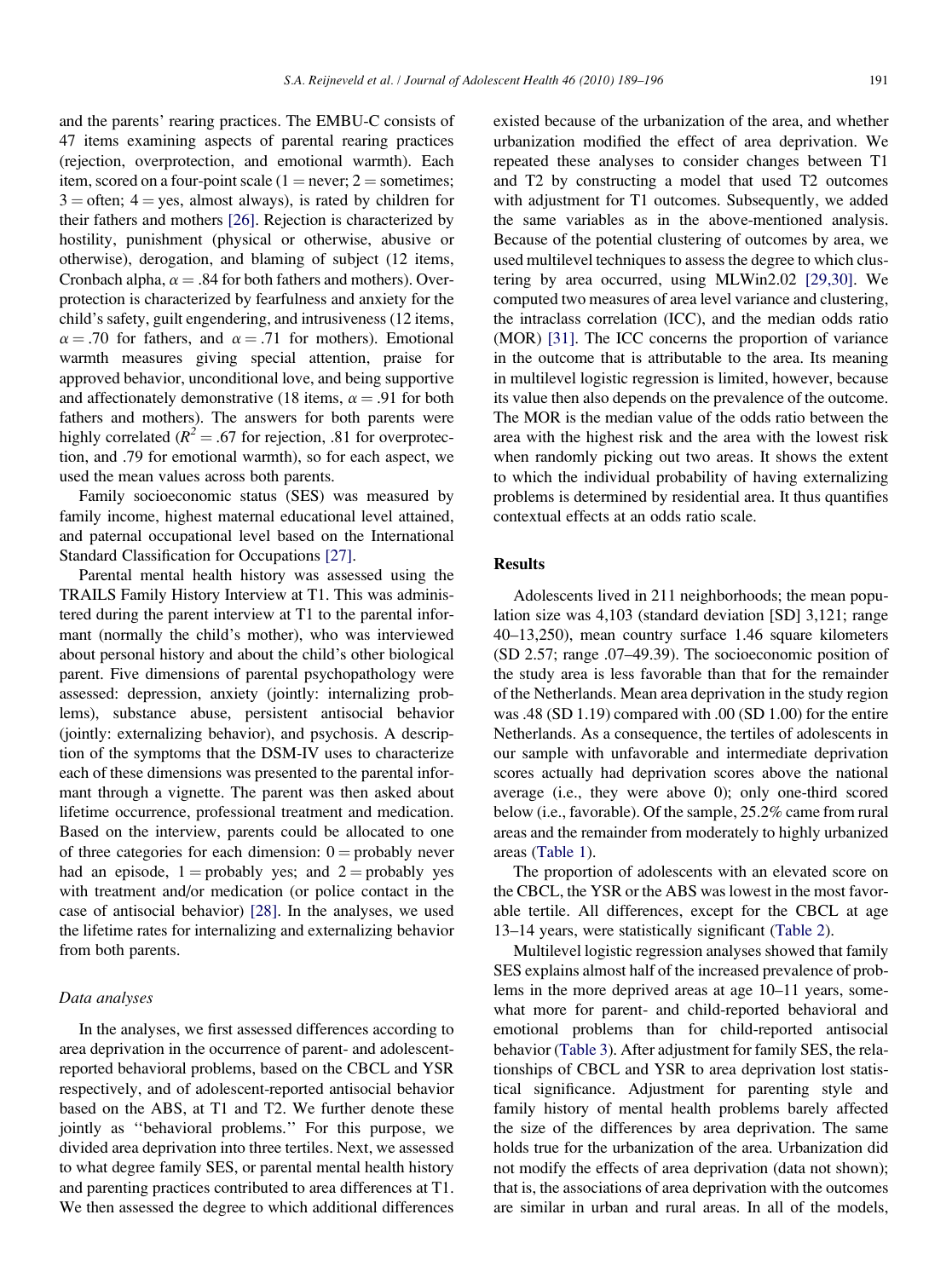and the parents' rearing practices. The EMBU-C consists of 47 items examining aspects of parental rearing practices (rejection, overprotection, and emotional warmth). Each item, scored on a four-point scale (1 = never; 2 = sometimes; 3 = often; 4 = yes, almost always), is rated by children for their fathers and mothers [26]. Rejection is characterized by hostility, punishment (physical or otherwise, abusive or otherwise), derogation, and blaming of subject (12 items, Cronbach alpha, $\alpha = .84$ for both fathers and mothers). Overprotection is characterized by fearfulness and anxiety for the child's safety, guilt engendering, and intrusiveness (12 items, $\alpha = .70$ for fathers, and $\alpha = .71$ for mothers). Emotional warmth measures giving special attention, praise for approved behavior, unconditional love, and being supportive and affectionately demonstrative (18 items, $\alpha = .91$ for both fathers and mothers). The answers for both parents were highly correlated ($R^2 = .67$ for rejection, .81 for overprotection, and .79 for emotional warmth), so for each aspect, we used the mean values across both parents.

Family socioeconomic status (SES) was measured by family income, highest maternal educational level attained, and paternal occupational level based on the International Standard Classification for Occupations [27].

Parental mental health history was assessed using the TRAILS Family History Interview at T1. This was administered during the parent interview at T1 to the parental informant (normally the child's mother), who was interviewed about personal history and about the child's other biological parent. Five dimensions of parental psychopathology were assessed: depression, anxiety (jointly: internalizing problems), substance abuse, persistent antisocial behavior (jointly: externalizing behavior), and psychosis. A description of the symptoms that the DSM-IV uses to characterize each of these dimensions was presented to the parental informant through a vignette. The parent was then asked about lifetime occurrence, professional treatment and medication. Based on the interview, parents could be allocated to one of three categories for each dimension: 0 = probably never had an episode, 1 = probably yes; and 2 = probably yes with treatment and/or medication (or police contact in the case of antisocial behavior) [28]. In the analyses, we used the lifetime rates for internalizing and externalizing behavior from both parents.

### Data analyses

In the analyses, we first assessed differences according to area deprivation in the occurrence of parent- and adolescent-reported behavioral problems, based on the CBCL and YSR respectively, and of adolescent-reported antisocial behavior based on the ABS, at T1 and T2. We further denote these jointly as "behavioral problems." For this purpose, we divided area deprivation into three tertiles. Next, we assessed to what degree family SES, or parental mental health history and parenting practices contributed to area differences at T1. We then assessed the degree to which additional differences existed because of the urbanization of the area, and whether urbanization modified the effect of area deprivation. We repeated these analyses to consider changes between T1 and T2 by constructing a model that used T2 outcomes with adjustment for T1 outcomes. Subsequently, we added the same variables as in the above-mentioned analysis. Because of the potential clustering of outcomes by area, we used multilevel techniques to assess the degree to which clustering by area occurred, using MLWin2.02 [29,30]. We computed two measures of area level variance and clustering, the intraclass correlation (ICC), and the median odds ratio (MOR) [31]. The ICC concerns the proportion of variance in the outcome that is attributable to the area. Its meaning in multilevel logistic regression is limited, however, because its value then also depends on the prevalence of the outcome. The MOR is the median value of the odds ratio between the area with the highest risk and the area with the lowest risk when randomly picking out two areas. It shows the extent to which the individual probability of having externalizing problems is determined by residential area. It thus quantifies contextual effects at an odds ratio scale.

## Results

Adolescents lived in 211 neighborhoods; the mean population size was 4,103 (standard deviation [SD] 3,121; range 40–13,250), mean country surface 1.46 square kilometers (SD 2.57; range .07–49.39). The socioeconomic position of the study area is less favorable than that for the remainder of the Netherlands. Mean area deprivation in the study region was .48 (SD 1.19) compared with .00 (SD 1.00) for the entire Netherlands. As a consequence, the tertiles of adolescents in our sample with unfavorable and intermediate deprivation scores actually had deprivation scores above the national average (i.e., they were above 0); only one-third scored below (i.e., favorable). Of the sample, 25.2% came from rural areas and the remainder from moderately to highly urbanized areas (Table 1).

The proportion of adolescents with an elevated score on the CBCL, the YSR or the ABS was lowest in the most favorable tertile. All differences, except for the CBCL at age 13–14 years, were statistically significant (Table 2).

Multilevel logistic regression analyses showed that family SES explains almost half of the increased prevalence of problems in the more deprived areas at age 10–11 years, somewhat more for parent- and child-reported behavioral and emotional problems than for child-reported antisocial behavior (Table 3). After adjustment for family SES, the relationships of CBCL and YSR to area deprivation lost statistical significance. Adjustment for parenting style and family history of mental health problems barely affected the size of the differences by area deprivation. The same holds true for the urbanization of the area. Urbanization did not modify the effects of area deprivation (data not shown); that is, the associations of area deprivation with the outcomes are similar in urban and rural areas. In all of the models,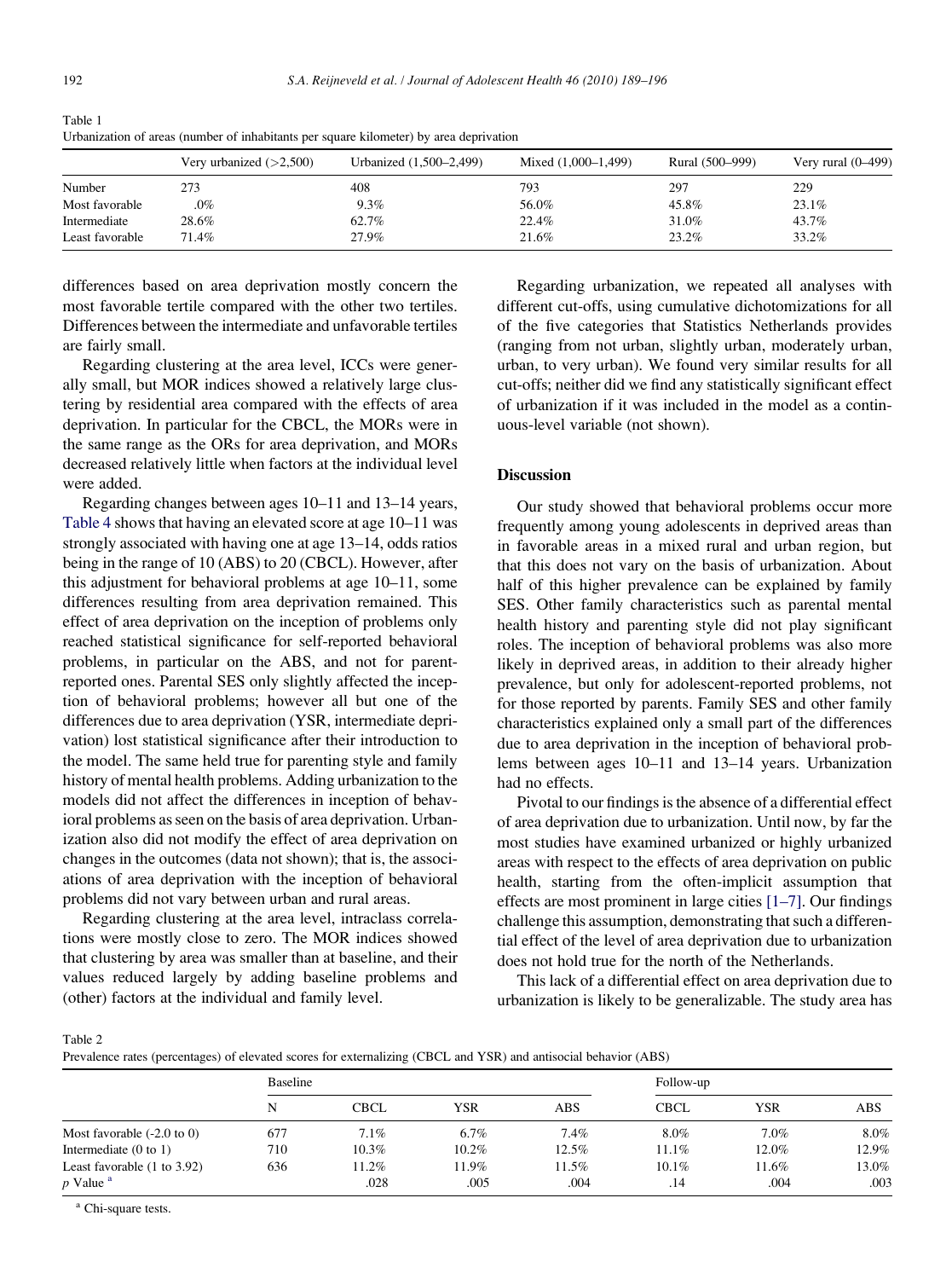Table 1
Urbanization of areas (number of inhabitants per square kilometer) by area deprivation

| | Very urbanized (>2,500) | Urbanized (1,500–2,499) | Mixed (1,000–1,499) | Rural (500–999) | Very rural (0–499) |
|---|---|---|---|---|---|
| Number | 273 | 408 | 793 | 297 | 229 |
| Most favorable | .0% | 9.3% | 56.0% | 45.8% | 23.1% |
| Intermediate | 28.6% | 62.7% | 22.4% | 31.0% | 43.7% |
| Least favorable | 71.4% | 27.9% | 21.6% | 23.2% | 33.2% |

differences based on area deprivation mostly concern the most favorable tertile compared with the other two tertiles. Differences between the intermediate and unfavorable tertiles are fairly small.

Regarding clustering at the area level, ICCs were generally small, but MOR indices showed a relatively large clustering by residential area compared with the effects of area deprivation. In particular for the CBCL, the MORs were in the same range as the ORs for area deprivation, and MORs decreased relatively little when factors at the individual level were added.

Regarding changes between ages 10–11 and 13–14 years, Table 4 shows that having an elevated score at age 10–11 was strongly associated with having one at age 13–14, odds ratios being in the range of 10 (ABS) to 20 (CBCL). However, after this adjustment for behavioral problems at age 10–11, some differences resulting from area deprivation remained. This effect of area deprivation on the inception of problems only reached statistical significance for self-reported behavioral problems, in particular on the ABS, and not for parent-reported ones. Parental SES only slightly affected the inception of behavioral problems; however all but one of the differences due to area deprivation (YSR, intermediate deprivation) lost statistical significance after their introduction to the model. The same held true for parenting style and family history of mental health problems. Adding urbanization to the models did not affect the differences in inception of behavioral problems as seen on the basis of area deprivation. Urbanization also did not modify the effect of area deprivation on changes in the outcomes (data not shown); that is, the associations of area deprivation with the inception of behavioral problems did not vary between urban and rural areas.

Regarding clustering at the area level, intraclass correlations were mostly close to zero. The MOR indices showed that clustering by area was smaller than at baseline, and their values reduced largely by adding baseline problems and (other) factors at the individual and family level.

Regarding urbanization, we repeated all analyses with different cut-offs, using cumulative dichotomizations for all of the five categories that Statistics Netherlands provides (ranging from not urban, slightly urban, moderately urban, urban, to very urban). We found very similar results for all cut-offs; neither did we find any statistically significant effect of urbanization if it was included in the model as a continuous-level variable (not shown).

## Discussion

Our study showed that behavioral problems occur more frequently among young adolescents in deprived areas than in favorable areas in a mixed rural and urban region, but that this does not vary on the basis of urbanization. About half of this higher prevalence can be explained by family SES. Other family characteristics such as parental mental health history and parenting style did not play significant roles. The inception of behavioral problems was also more likely in deprived areas, in addition to their already higher prevalence, but only for adolescent-reported problems, not for those reported by parents. Family SES and other family characteristics explained only a small part of the differences due to area deprivation in the inception of behavioral problems between ages 10–11 and 13–14 years. Urbanization had no effects.

Pivotal to our findings is the absence of a differential effect of area deprivation due to urbanization. Until now, by far the most studies have examined urbanized or highly urbanized areas with respect to the effects of area deprivation on public health, starting from the often-implicit assumption that effects are most prominent in large cities [1–7]. Our findings challenge this assumption, demonstrating that such a differential effect of the level of area deprivation due to urbanization does not hold true for the north of the Netherlands.

This lack of a differential effect on area deprivation due to urbanization is likely to be generalizable. The study area has

Table 2
Prevalence rates (percentages) of elevated scores for externalizing (CBCL and YSR) and antisocial behavior (ABS)

| | Baseline | | | | Follow-up | | |
|---|---|---|---|---|---|---|---|
| | N | CBCL | YSR | ABS | CBCL | YSR | ABS |
| Most favorable (-2.0 to 0) | 677 | 7.1% | 6.7% | 7.4% | 8.0% | 7.0% | 8.0% |
| Intermediate (0 to 1) | 710 | 10.3% | 10.2% | 12.5% | 11.1% | 12.0% | 12.9% |
| Least favorable (1 to 3.92) | 636 | 11.2% | 11.9% | 11.5% | 10.1% | 11.6% | 13.0% |
| *p* Value [a] | | .028 | .005 | .004 | .14 | .004 | .003 |

[a] Chi-square tests.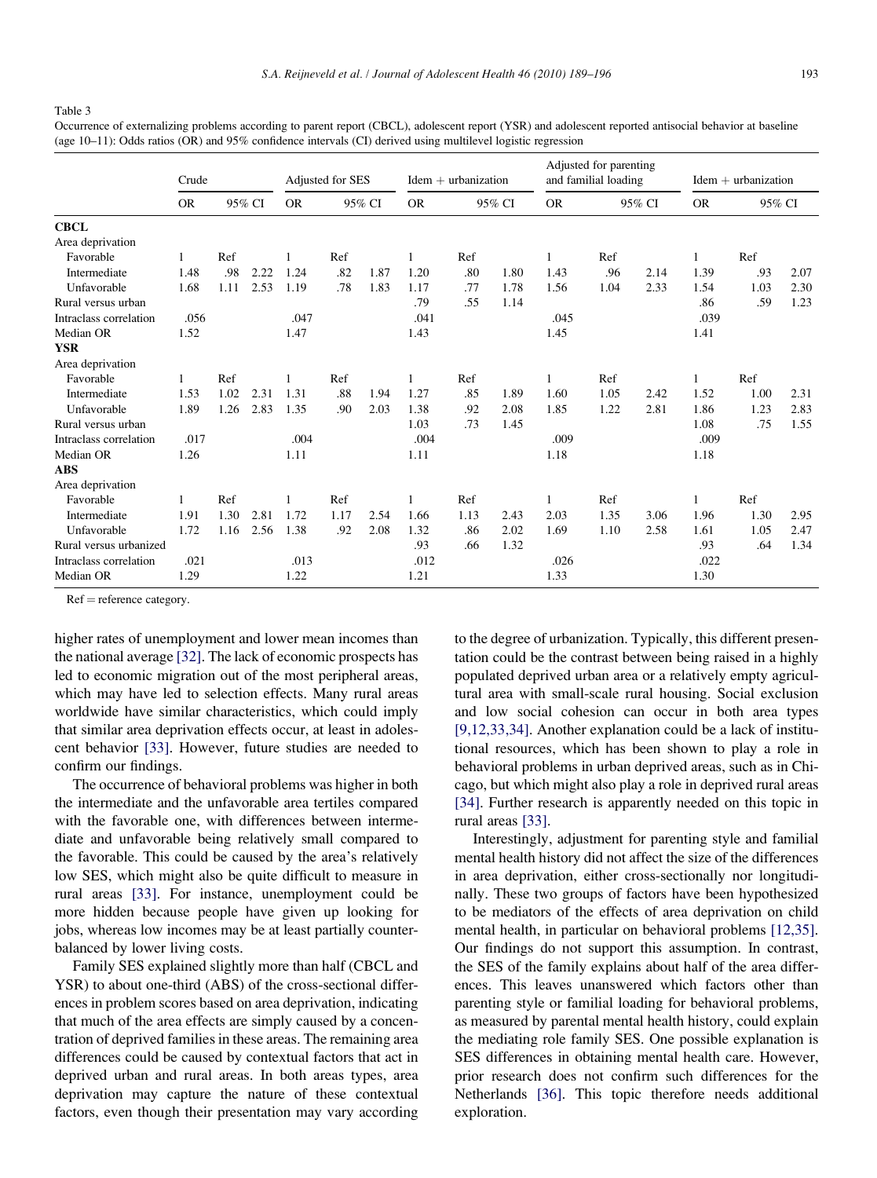Table 3

Occurrence of externalizing problems according to parent report (CBCL), adolescent report (YSR) and adolescent reported antisocial behavior at baseline (age 10–11): Odds ratios (OR) and 95% confidence intervals (CI) derived using multilevel logistic regression

| | Crude | | | Adjusted for SES | | | Idem + urbanization | | | Adjusted for parenting and familial loading | | | Idem + urbanization | | |
|---|---|---|---|---|---|---|---|---|---|---|---|---|---|---|---|
| | OR | 95% CI | | OR | 95% CI | | OR | 95% CI | | OR | 95% CI | | OR | 95% CI | |
| **CBCL** | | | | | | | | | | | | | | | |
| Area deprivation | | | | | | | | | | | | | | | |
| Favorable | 1 | Ref | | 1 | Ref | | 1 | Ref | | 1 | Ref | | 1 | Ref | |
| Intermediate | 1.48 | .98 | 2.22 | 1.24 | .82 | 1.87 | 1.20 | .80 | 1.80 | 1.43 | .96 | 2.14 | 1.39 | .93 | 2.07 |
| Unfavorable | 1.68 | 1.11 | 2.53 | 1.19 | .78 | 1.83 | 1.17 | .77 | 1.78 | 1.56 | 1.04 | 2.33 | 1.54 | 1.03 | 2.30 |
| Rural versus urban | | | | | | | .79 | .55 | 1.14 | | | | .86 | .59 | 1.23 |
| Intraclass correlation | .056 | | | .047 | | | .041 | | | .045 | | | .039 | | |
| Median OR | 1.52 | | | 1.47 | | | 1.43 | | | 1.45 | | | 1.41 | | |
| **YSR** | | | | | | | | | | | | | | | |
| Area deprivation | | | | | | | | | | | | | | | |
| Favorable | 1 | Ref | | 1 | Ref | | 1 | Ref | | 1 | Ref | | 1 | Ref | |
| Intermediate | 1.53 | 1.02 | 2.31 | 1.31 | .88 | 1.94 | 1.27 | .85 | 1.89 | 1.60 | 1.05 | 2.42 | 1.52 | 1.00 | 2.31 |
| Unfavorable | 1.89 | 1.26 | 2.83 | 1.35 | .90 | 2.03 | 1.38 | .92 | 2.08 | 1.85 | 1.22 | 2.81 | 1.86 | 1.23 | 2.83 |
| Rural versus urban | | | | | | | 1.03 | .73 | 1.45 | | | | 1.08 | .75 | 1.55 |
| Intraclass correlation | .017 | | | .004 | | | .004 | | | .009 | | | .009 | | |
| Median OR | 1.26 | | | 1.11 | | | 1.11 | | | 1.18 | | | 1.18 | | |
| **ABS** | | | | | | | | | | | | | | | |
| Area deprivation | | | | | | | | | | | | | | | |
| Favorable | 1 | Ref | | 1 | Ref | | 1 | Ref | | 1 | Ref | | 1 | Ref | |
| Intermediate | 1.91 | 1.30 | 2.81 | 1.72 | 1.17 | 2.54 | 1.66 | 1.13 | 2.43 | 2.03 | 1.35 | 3.06 | 1.96 | 1.30 | 2.95 |
| Unfavorable | 1.72 | 1.16 | 2.56 | 1.38 | .92 | 2.08 | 1.32 | .86 | 2.02 | 1.69 | 1.10 | 2.58 | 1.61 | 1.05 | 2.47 |
| Rural versus urbanized | | | | | | | .93 | .66 | 1.32 | | | | .93 | .64 | 1.34 |
| Intraclass correlation | .021 | | | .013 | | | .012 | | | .026 | | | .022 | | |
| Median OR | 1.29 | | | 1.22 | | | 1.21 | | | 1.33 | | | 1.30 | | |

Ref = reference category.

higher rates of unemployment and lower mean incomes than the national average [32]. The lack of economic prospects has led to economic migration out of the most peripheral areas, which may have led to selection effects. Many rural areas worldwide have similar characteristics, which could imply that similar area deprivation effects occur, at least in adolescent behavior [33]. However, future studies are needed to confirm our findings.

The occurrence of behavioral problems was higher in both the intermediate and the unfavorable area tertiles compared with the favorable one, with differences between intermediate and unfavorable being relatively small compared to the favorable. This could be caused by the area's relatively low SES, which might also be quite difficult to measure in rural areas [33]. For instance, unemployment could be more hidden because people have given up looking for jobs, whereas low incomes may be at least partially counterbalanced by lower living costs.

Family SES explained slightly more than half (CBCL and YSR) to about one-third (ABS) of the cross-sectional differences in problem scores based on area deprivation, indicating that much of the area effects are simply caused by a concentration of deprived families in these areas. The remaining area differences could be caused by contextual factors that act in deprived urban and rural areas. In both areas types, area deprivation may capture the nature of these contextual factors, even though their presentation may vary according to the degree of urbanization. Typically, this different presentation could be the contrast between being raised in a highly populated deprived urban area or a relatively empty agricultural area with small-scale rural housing. Social exclusion and low social cohesion can occur in both area types [9,12,33,34]. Another explanation could be a lack of institutional resources, which has been shown to play a role in behavioral problems in urban deprived areas, such as in Chicago, but which might also play a role in deprived rural areas [34]. Further research is apparently needed on this topic in rural areas [33].

Interestingly, adjustment for parenting style and familial mental health history did not affect the size of the differences in area deprivation, either cross-sectionally nor longitudinally. These two groups of factors have been hypothesized to be mediators of the effects of area deprivation on child mental health, in particular on behavioral problems [12,35]. Our findings do not support this assumption. In contrast, the SES of the family explains about half of the area differences. This leaves unanswered which factors other than parenting style or familial loading for behavioral problems, as measured by parental mental health history, could explain the mediating role family SES. One possible explanation is SES differences in obtaining mental health care. However, prior research does not confirm such differences for the Netherlands [36]. This topic therefore needs additional exploration.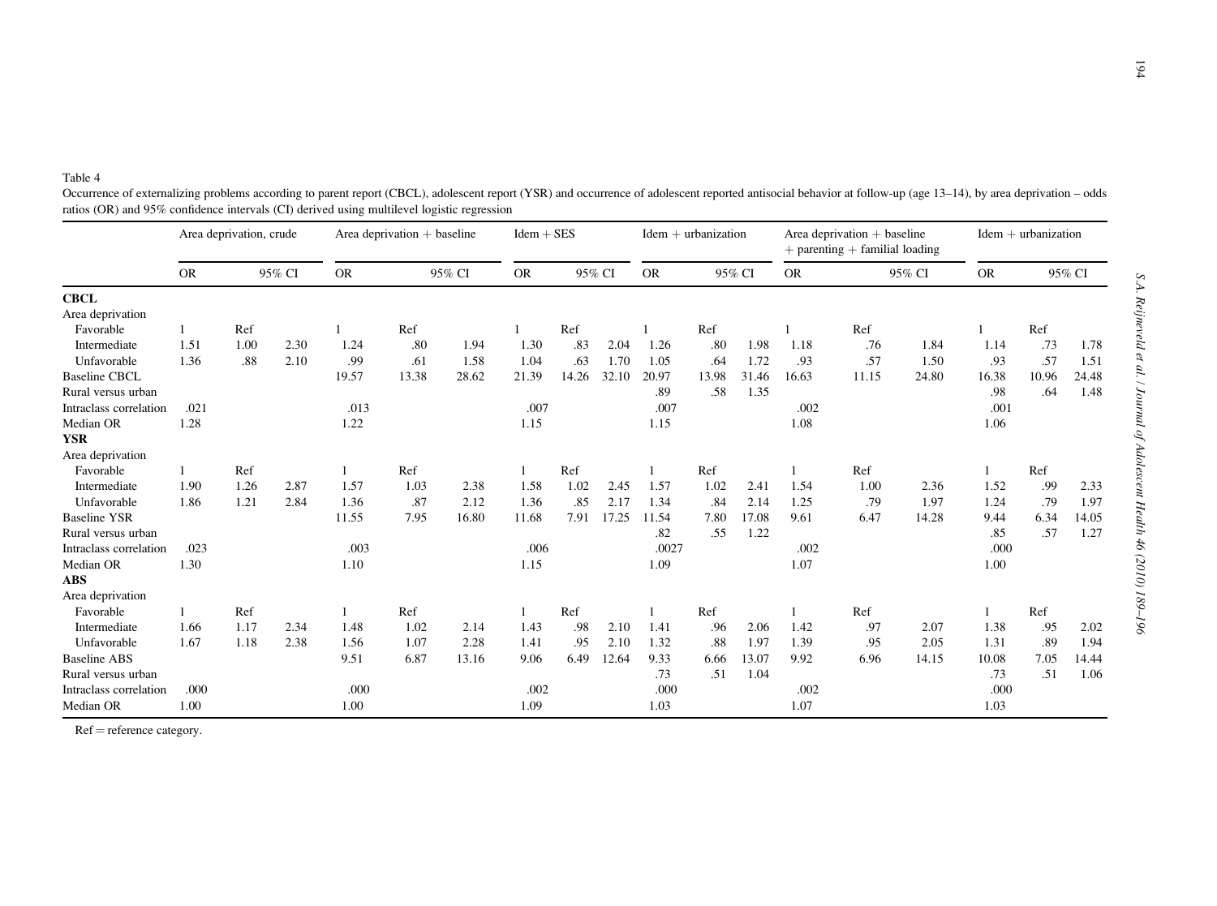Table 4

Occurrence of externalizing problems according to parent report (CBCL), adolescent report (YSR) and occurrence of adolescent reported antisocial behavior at follow-up (age 13–14), by area deprivation – odds ratios (OR) and 95% confidence intervals (CI) derived using multilevel logistic regression

| | Area deprivation, crude | | | Area deprivation + baseline | | | Idem + SES | | | Idem + urbanization | | | Area deprivation + baseline + parenting + familial loading | | | Idem + urbanization | | |
|---|---|---|---|---|---|---|---|---|---|---|---|---|---|---|---|---|---|---|
| | OR | 95% CI | | OR | 95% CI | | OR | 95% CI | | OR | 95% CI | | OR | 95% CI | | OR | 95% CI | |
| **CBCL** | | | | | | | | | | | | | | | | | | |
| Area deprivation | | | | | | | | | | | | | | | | | | |
| Favorable | 1 | Ref | | 1 | Ref | | 1 | Ref | | 1 | Ref | | 1 | Ref | | 1 | Ref | |
| Intermediate | 1.51 | 1.00 | 2.30 | 1.24 | .80 | 1.94 | 1.30 | .83 | 2.04 | 1.26 | .80 | 1.98 | 1.18 | .76 | 1.84 | 1.14 | .73 | 1.78 |
| Unfavorable | 1.36 | .88 | 2.10 | .99 | .61 | 1.58 | 1.04 | .63 | 1.70 | 1.05 | .64 | 1.72 | .93 | .57 | 1.50 | .93 | .57 | 1.51 |
| Baseline CBCL | | | | 19.57 | 13.38 | 28.62 | 21.39 | 14.26 | 32.10 | 20.97 | 13.98 | 31.46 | 16.63 | 11.15 | 24.80 | 16.38 | 10.96 | 24.48 |
| Rural versus urban | | | | | | | | | | .89 | .58 | 1.35 | | | | .98 | .64 | 1.48 |
| Intraclass correlation | .021 | | | .013 | | | .007 | | | .007 | | | .002 | | | .001 | | |
| Median OR | 1.28 | | | 1.22 | | | 1.15 | | | 1.15 | | | 1.08 | | | 1.06 | | |
| **YSR** | | | | | | | | | | | | | | | | | | |
| Area deprivation | | | | | | | | | | | | | | | | | | |
| Favorable | 1 | Ref | | 1 | Ref | | 1 | Ref | | 1 | Ref | | 1 | Ref | | 1 | Ref | |
| Intermediate | 1.90 | 1.26 | 2.87 | 1.57 | 1.03 | 2.38 | 1.58 | 1.02 | 2.45 | 1.57 | 1.02 | 2.41 | 1.54 | 1.00 | 2.36 | 1.52 | .99 | 2.33 |
| Unfavorable | 1.86 | 1.21 | 2.84 | 1.36 | .87 | 2.12 | 1.36 | .85 | 2.17 | 1.34 | .84 | 2.14 | 1.25 | .79 | 1.97 | 1.24 | .79 | 1.97 |
| Baseline YSR | | | | 11.55 | 7.95 | 16.80 | 11.68 | 7.91 | 17.25 | 11.54 | 7.80 | 17.08 | 9.61 | 6.47 | 14.28 | 9.44 | 6.34 | 14.05 |
| Rural versus urban | | | | | | | | | | .82 | .55 | 1.22 | | | | .85 | .57 | 1.27 |
| Intraclass correlation | .023 | | | .003 | | | .006 | | | .0027 | | | .002 | | | .000 | | |
| Median OR | 1.30 | | | 1.10 | | | 1.15 | | | 1.09 | | | 1.07 | | | 1.00 | | |
| **ABS** | | | | | | | | | | | | | | | | | | |
| Area deprivation | | | | | | | | | | | | | | | | | | |
| Favorable | 1 | Ref | | 1 | Ref | | 1 | Ref | | 1 | Ref | | 1 | Ref | | 1 | Ref | |
| Intermediate | 1.66 | 1.17 | 2.34 | 1.48 | 1.02 | 2.14 | 1.43 | .98 | 2.10 | 1.41 | .96 | 2.06 | 1.42 | .97 | 2.07 | 1.38 | .95 | 2.02 |
| Unfavorable | 1.67 | 1.18 | 2.38 | 1.56 | 1.07 | 2.28 | 1.41 | .95 | 2.10 | 1.32 | .88 | 1.97 | 1.39 | .95 | 2.05 | 1.31 | .89 | 1.94 |
| Baseline ABS | | | | 9.51 | 6.87 | 13.16 | 9.06 | 6.49 | 12.64 | 9.33 | 6.66 | 13.07 | 9.92 | 6.96 | 14.15 | 10.08 | 7.05 | 14.44 |
| Rural versus urban | | | | | | | | | | .73 | .51 | 1.04 | | | | .73 | .51 | 1.06 |
| Intraclass correlation | .000 | | | .000 | | | .002 | | | .000 | | | .002 | | | .000 | | |
| Median OR | 1.00 | | | 1.00 | | | 1.09 | | | 1.03 | | | 1.07 | | | 1.03 | | |

Ref = reference category.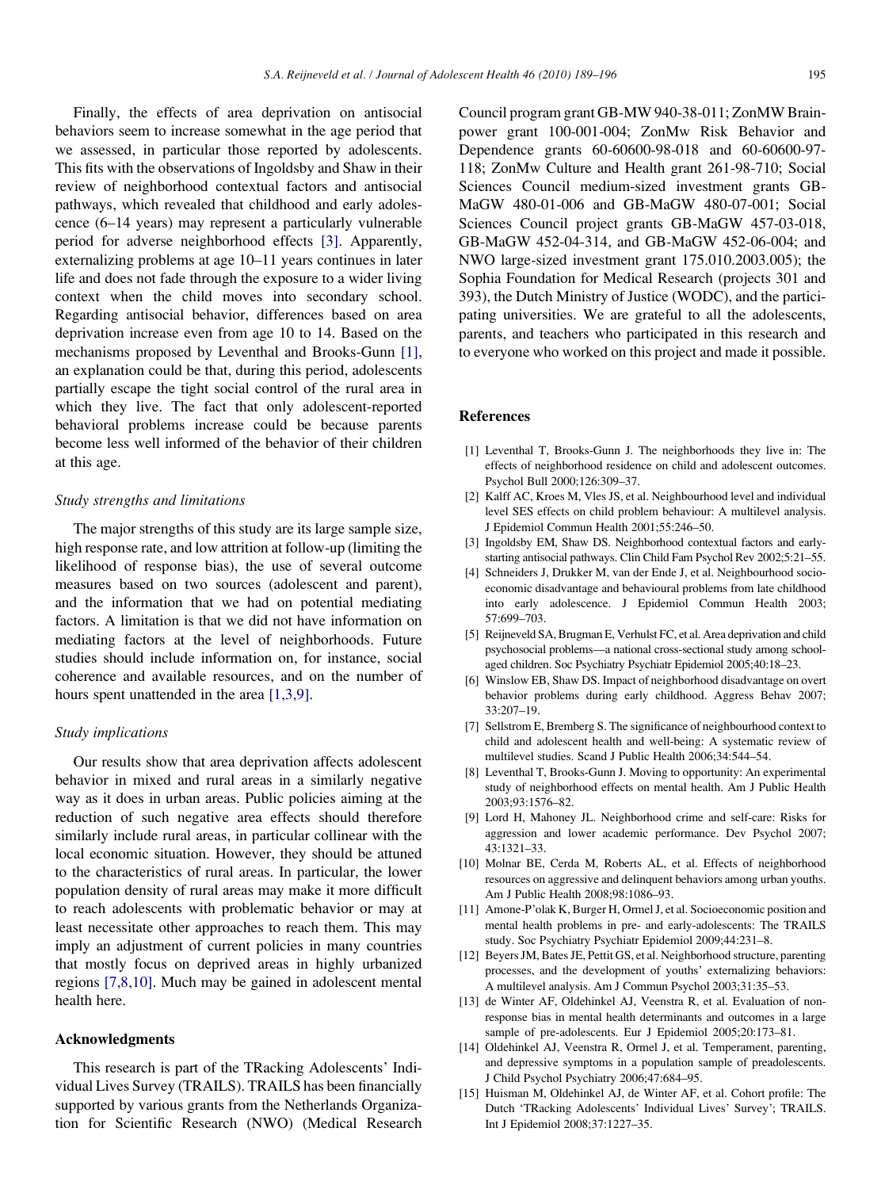Finally, the effects of area deprivation on antisocial behaviors seem to increase somewhat in the age period that we assessed, in particular those reported by adolescents. This fits with the observations of Ingoldsby and Shaw in their review of neighborhood contextual factors and antisocial pathways, which revealed that childhood and early adolescence (6–14 years) may represent a particularly vulnerable period for adverse neighborhood effects [3]. Apparently, externalizing problems at age 10–11 years continues in later life and does not fade through the exposure to a wider living context when the child moves into secondary school. Regarding antisocial behavior, differences based on area deprivation increase even from age 10 to 14. Based on the mechanisms proposed by Leventhal and Brooks-Gunn [1], an explanation could be that, during this period, adolescents partially escape the tight social control of the rural area in which they live. The fact that only adolescent-reported behavioral problems increase could be because parents become less well informed of the behavior of their children at this age.

### *Study strengths and limitations*

The major strengths of this study are its large sample size, high response rate, and low attrition at follow-up (limiting the likelihood of response bias), the use of several outcome measures based on two sources (adolescent and parent), and the information that we had on potential mediating factors. A limitation is that we did not have information on mediating factors at the level of neighborhoods. Future studies should include information on, for instance, social coherence and available resources, and on the number of hours spent unattended in the area [1,3,9].

### *Study implications*

Our results show that area deprivation affects adolescent behavior in mixed and rural areas in a similarly negative way as it does in urban areas. Public policies aiming at the reduction of such negative area effects should therefore similarly include rural areas, in particular collinear with the local economic situation. However, they should be attuned to the characteristics of rural areas. In particular, the lower population density of rural areas may make it more difficult to reach adolescents with problematic behavior or may at least necessitate other approaches to reach them. This may imply an adjustment of current policies in many countries that mostly focus on deprived areas in highly urbanized regions [7,8,10]. Much may be gained in adolescent mental health here.

## Acknowledgments

This research is part of the TRacking Adolescents' Individual Lives Survey (TRAILS). TRAILS has been financially supported by various grants from the Netherlands Organization for Scientific Research (NWO) (Medical Research Council program grant GB-MW 940-38-011; ZonMW Brainpower grant 100-001-004; ZonMw Risk Behavior and Dependence grants 60-60600-98-018 and 60-60600-97-118; ZonMw Culture and Health grant 261-98-710; Social Sciences Council medium-sized investment grants GB-MaGW 480-01-006 and GB-MaGW 480-07-001; Social Sciences Council project grants GB-MaGW 457-03-018, GB-MaGW 452-04-314, and GB-MaGW 452-06-004; and NWO large-sized investment grant 175.010.2003.005); the Sophia Foundation for Medical Research (projects 301 and 393), the Dutch Ministry of Justice (WODC), and the participating universities. We are grateful to all the adolescents, parents, and teachers who participated in this research and to everyone who worked on this project and made it possible.

## References

[1] Leventhal T, Brooks-Gunn J. The neighborhoods they live in: The effects of neighborhood residence on child and adolescent outcomes. Psychol Bull 2000;126:309–37.

[2] Kalff AC, Kroes M, Vles JS, et al. Neighbourhood level and individual level SES effects on child problem behaviour: A multilevel analysis. J Epidemiol Commun Health 2001;55:246–50.

[3] Ingoldsby EM, Shaw DS. Neighborhood contextual factors and early-starting antisocial pathways. Clin Child Fam Psychol Rev 2002;5:21–55.

[4] Schneiders J, Drukker M, van der Ende J, et al. Neighbourhood socioeconomic disadvantage and behavioural problems from late childhood into early adolescence. J Epidemiol Commun Health 2003; 57:699–703.

[5] Reijneveld SA, Brugman E, Verhulst FC, et al. Area deprivation and child psychosocial problems—a national cross-sectional study among school-aged children. Soc Psychiatry Psychiatr Epidemiol 2005;40:18–23.

[6] Winslow EB, Shaw DS. Impact of neighborhood disadvantage on overt behavior problems during early childhood. Aggress Behav 2007; 33:207–19.

[7] Sellstrom E, Bremberg S. The significance of neighbourhood context to child and adolescent health and well-being: A systematic review of multilevel studies. Scand J Public Health 2006;34:544–54.

[8] Leventhal T, Brooks-Gunn J. Moving to opportunity: An experimental study of neighborhood effects on mental health. Am J Public Health 2003;93:1576–82.

[9] Lord H, Mahoney JL. Neighborhood crime and self-care: Risks for aggression and lower academic performance. Dev Psychol 2007; 43:1321–33.

[10] Molnar BE, Cerda M, Roberts AL, et al. Effects of neighborhood resources on aggressive and delinquent behaviors among urban youths. Am J Public Health 2008;98:1086–93.

[11] Amone-P'olak K, Burger H, Ormel J, et al. Socioeconomic position and mental health problems in pre- and early-adolescents: The TRAILS study. Soc Psychiatry Psychiatr Epidemiol 2009;44:231–8.

[12] Beyers JM, Bates JE, Pettit GS, et al. Neighborhood structure, parenting processes, and the development of youths' externalizing behaviors: A multilevel analysis. Am J Commun Psychol 2003;31:35–53.

[13] de Winter AF, Oldehinkel AJ, Veenstra R, et al. Evaluation of non-response bias in mental health determinants and outcomes in a large sample of pre-adolescents. Eur J Epidemiol 2005;20:173–81.

[14] Oldehinkel AJ, Veenstra R, Ormel J, et al. Temperament, parenting, and depressive symptoms in a population sample of preadolescents. J Child Psychol Psychiatry 2006;47:684–95.

[15] Huisman M, Oldehinkel AJ, de Winter AF, et al. Cohort profile: The Dutch 'TRacking Adolescents' Individual Lives' Survey'; TRAILS. Int J Epidemiol 2008;37:1227–35.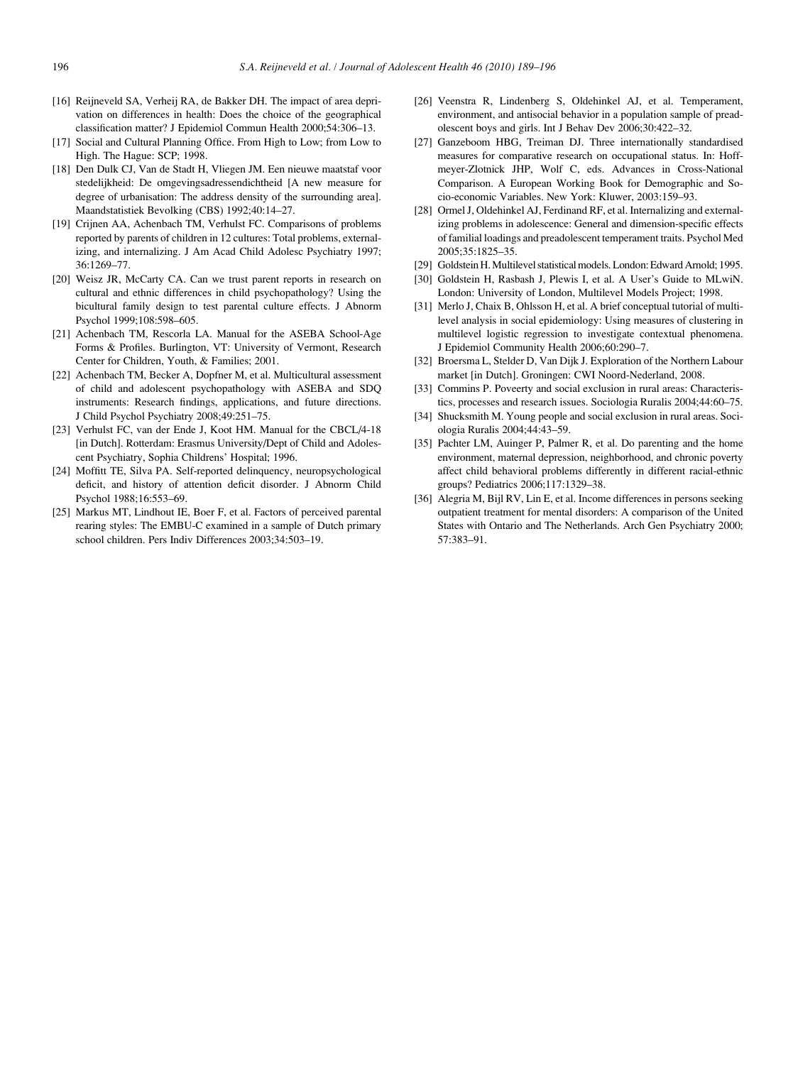[16] Reijneveld SA, Verheij RA, de Bakker DH. The impact of area deprivation on differences in health: Does the choice of the geographical classification matter? J Epidemiol Commun Health 2000;54:306–13.

[17] Social and Cultural Planning Office. From High to Low; from Low to High. The Hague: SCP; 1998.

[18] Den Dulk CJ, Van de Stadt H, Vliegen JM. Een nieuwe maatstaf voor stedelijkheid: De omgevingsadressendichtheid [A new measure for degree of urbanisation: The address density of the surrounding area]. Maandstatistiek Bevolking (CBS) 1992;40:14–27.

[19] Crijnen AA, Achenbach TM, Verhulst FC. Comparisons of problems reported by parents of children in 12 cultures: Total problems, externalizing, and internalizing. J Am Acad Child Adolesc Psychiatry 1997; 36:1269–77.

[20] Weisz JR, McCarty CA. Can we trust parent reports in research on cultural and ethnic differences in child psychopathology? Using the bicultural family design to test parental culture effects. J Abnorm Psychol 1999;108:598–605.

[21] Achenbach TM, Rescorla LA. Manual for the ASEBA School-Age Forms & Profiles. Burlington, VT: University of Vermont, Research Center for Children, Youth, & Families; 2001.

[22] Achenbach TM, Becker A, Dopfner M, et al. Multicultural assessment of child and adolescent psychopathology with ASEBA and SDQ instruments: Research findings, applications, and future directions. J Child Psychol Psychiatry 2008;49:251–75.

[23] Verhulst FC, van der Ende J, Koot HM. Manual for the CBCL/4-18 [in Dutch]. Rotterdam: Erasmus University/Dept of Child and Adolescent Psychiatry, Sophia Childrens' Hospital; 1996.

[24] Moffitt TE, Silva PA. Self-reported delinquency, neuropsychological deficit, and history of attention deficit disorder. J Abnorm Child Psychol 1988;16:553–69.

[25] Markus MT, Lindhout IE, Boer F, et al. Factors of perceived parental rearing styles: The EMBU-C examined in a sample of Dutch primary school children. Pers Indiv Differences 2003;34:503–19.

[26] Veenstra R, Lindenberg S, Oldehinkel AJ, et al. Temperament, environment, and antisocial behavior in a population sample of preadolescent boys and girls. Int J Behav Dev 2006;30:422–32.

[27] Ganzeboom HBG, Treiman DJ. Three internationally standardised measures for comparative research on occupational status. In: Hoffmeyer-Zlotnick JHP, Wolf C, eds. Advances in Cross-National Comparison. A European Working Book for Demographic and Socio-economic Variables. New York: Kluwer, 2003:159–93.

[28] Ormel J, Oldehinkel AJ, Ferdinand RF, et al. Internalizing and externalizing problems in adolescence: General and dimension-specific effects of familial loadings and preadolescent temperament traits. Psychol Med 2005;35:1825–35.

[29] Goldstein H. Multilevel statistical models. London: Edward Arnold; 1995.

[30] Goldstein H, Rasbash J, Plewis I, et al. A User's Guide to MLwiN. London: University of London, Multilevel Models Project; 1998.

[31] Merlo J, Chaix B, Ohlsson H, et al. A brief conceptual tutorial of multilevel analysis in social epidemiology: Using measures of clustering in multilevel logistic regression to investigate contextual phenomena. J Epidemiol Community Health 2006;60:290–7.

[32] Broersma L, Stelder D, Van Dijk J. Exploration of the Northern Labour market [in Dutch]. Groningen: CWI Noord-Nederland, 2008.

[33] Commins P. Poveerty and social exclusion in rural areas: Characteristics, processes and research issues. Sociologia Ruralis 2004;44:60–75.

[34] Shucksmith M. Young people and social exclusion in rural areas. Sociologia Ruralis 2004;44:43–59.

[35] Pachter LM, Auinger P, Palmer R, et al. Do parenting and the home environment, maternal depression, neighborhood, and chronic poverty affect child behavioral problems differently in different racial-ethnic groups? Pediatrics 2006;117:1329–38.

[36] Alegria M, Bijl RV, Lin E, et al. Income differences in persons seeking outpatient treatment for mental disorders: A comparison of the United States with Ontario and The Netherlands. Arch Gen Psychiatry 2000; 57:383–91.